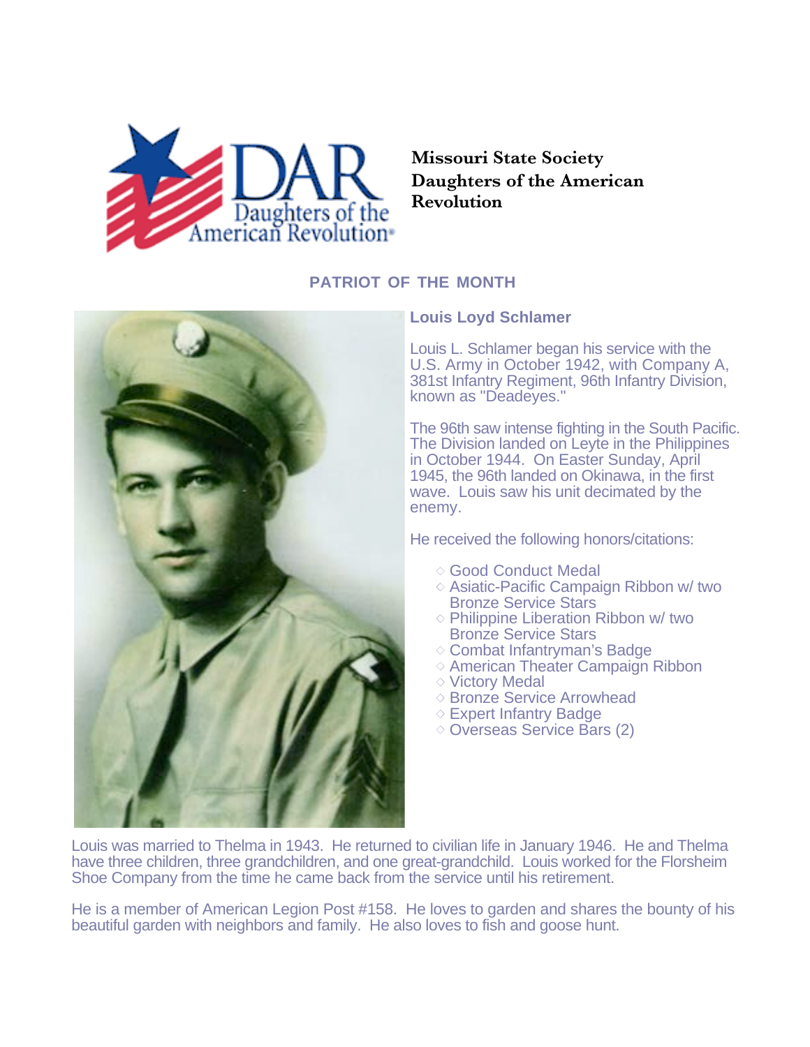Missouri State Society
Daughters of the American Revolution

## PATRIOT OF THE MONTH

### Louis Loyd Schlamer

Louis L. Schlamer began his service with the U.S. Army in October 1942, with Company A, 381st Infantry Regiment, 96th Infantry Division, known as "Deadeyes."

The 96th saw intense fighting in the South Pacific. The Division landed on Leyte in the Philippines in October 1944. On Easter Sunday, April 1945, the 96th landed on Okinawa, in the first wave. Louis saw his unit decimated by the enemy.

He received the following honors/citations:

- Good Conduct Medal
- Asiatic-Pacific Campaign Ribbon w/ two Bronze Service Stars
- Philippine Liberation Ribbon w/ two Bronze Service Stars
- Combat Infantryman's Badge
- American Theater Campaign Ribbon
- Victory Medal
- Bronze Service Arrowhead
- Expert Infantry Badge
- Overseas Service Bars (2)

Louis was married to Thelma in 1943. He returned to civilian life in January 1946. He and Thelma have three children, three grandchildren, and one great-grandchild. Louis worked for the Florsheim Shoe Company from the time he came back from the service until his retirement.

He is a member of American Legion Post #158. He loves to garden and shares the bounty of his beautiful garden with neighbors and family. He also loves to fish and goose hunt.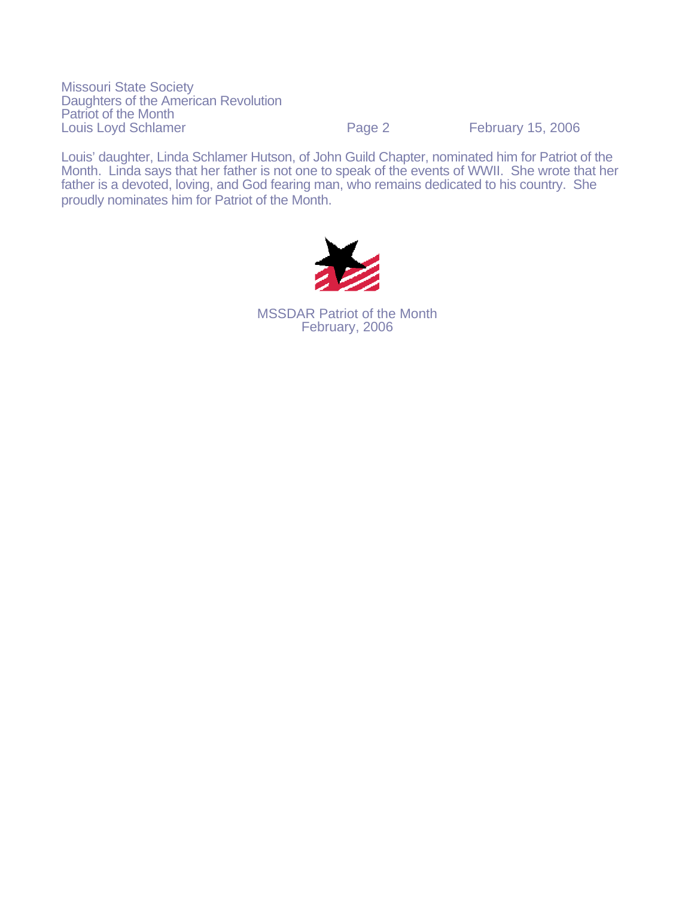Louis' daughter, Linda Schlamer Hutson, of John Guild Chapter, nominated him for Patriot of the Month. Linda says that her father is not one to speak of the events of WWII. She wrote that her father is a devoted, loving, and God fearing man, who remains dedicated to his country. She proudly nominates him for Patriot of the Month.

MSSDAR Patriot of the Month
February, 2006